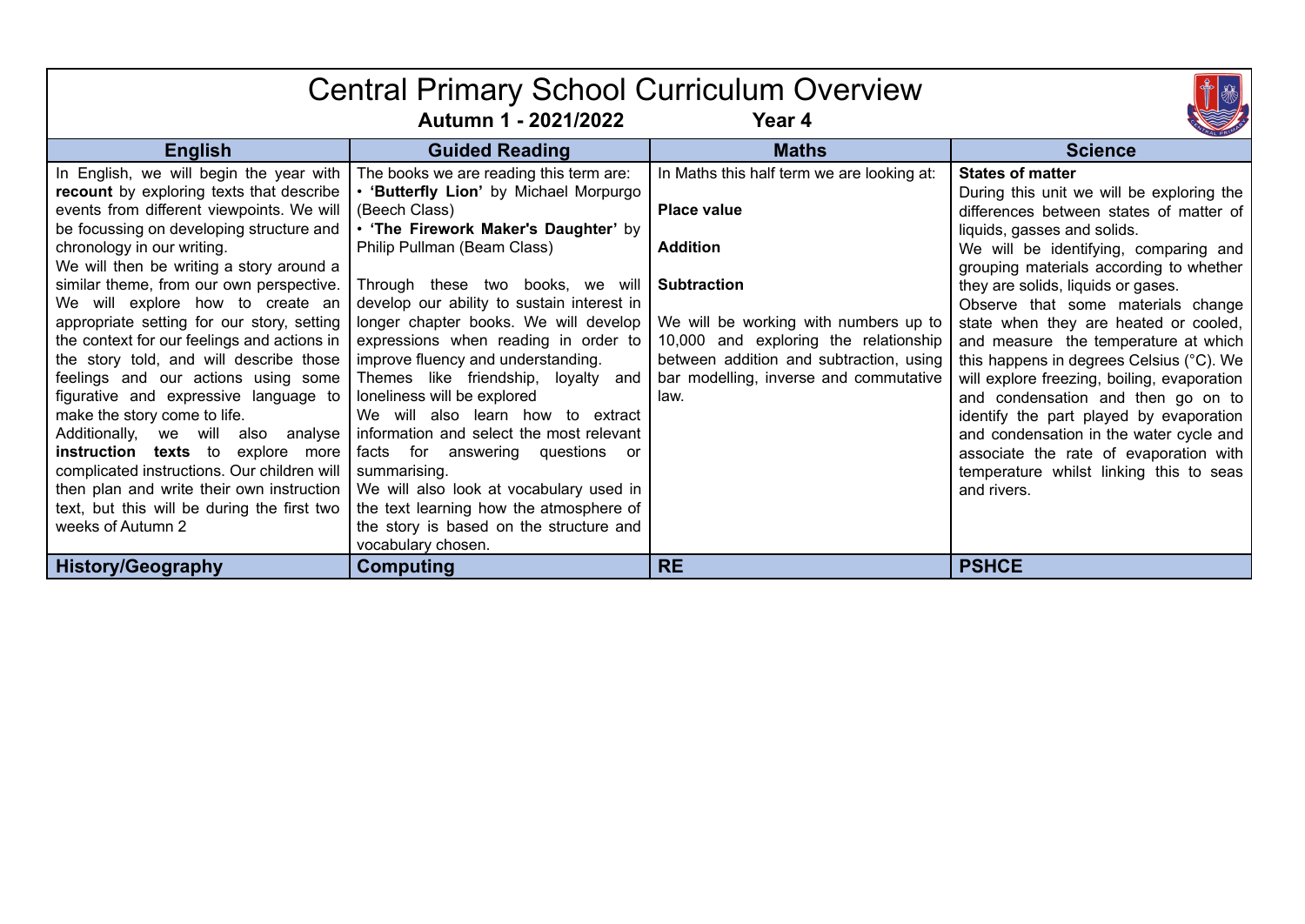# Central Primary School Curriculum Overview

**Autumn 1 - 2021/2022** **Year 4**

| English | Guided Reading | Maths | Science |
|---|---|---|---|
| In English, we will begin the year with **recount** by exploring texts that describe events from different viewpoints. We will be focussing on developing structure and chronology in our writing.<br>We will then be writing a story around a similar theme, from our own perspective. We will explore how to create an appropriate setting for our story, setting the context for our feelings and actions in the story told, and will describe those feelings and our actions using some figurative and expressive language to make the story come to life.<br>Additionally, we will also analyse **instruction texts** to explore more complicated instructions. Our children will then plan and write their own instruction text, but this will be during the first two weeks of Autumn 2 | The books we are reading this term are:<br>• **'Butterfly Lion'** by Michael Morpurgo (Beech Class)<br>• **'The Firework Maker's Daughter'** by Philip Pullman (Beam Class)<br><br>Through these two books, we will develop our ability to sustain interest in longer chapter books. We will develop expressions when reading in order to improve fluency and understanding.<br>Themes like friendship, loyalty and loneliness will be explored<br>We will also learn how to extract information and select the most relevant facts for answering questions or summarising.<br>We will also look at vocabulary used in the text learning how the atmosphere of the story is based on the structure and vocabulary chosen. | In Maths this half term we are looking at:<br><br>**Place value**<br><br>**Addition**<br><br>**Subtraction**<br><br>We will be working with numbers up to 10,000 and exploring the relationship between addition and subtraction, using bar modelling, inverse and commutative law. | **States of matter**<br>During this unit we will be exploring the differences between states of matter of liquids, gasses and solids.<br>We will be identifying, comparing and grouping materials according to whether they are solids, liquids or gases.<br>Observe that some materials change state when they are heated or cooled, and measure the temperature at which this happens in degrees Celsius (°C). We will explore freezing, boiling, evaporation and condensation and then go on to identify the part played by evaporation and condensation in the water cycle and associate the rate of evaporation with temperature whilst linking this to seas and rivers. |
| **History/Geography** | **Computing** | **RE** | **PSHCE** |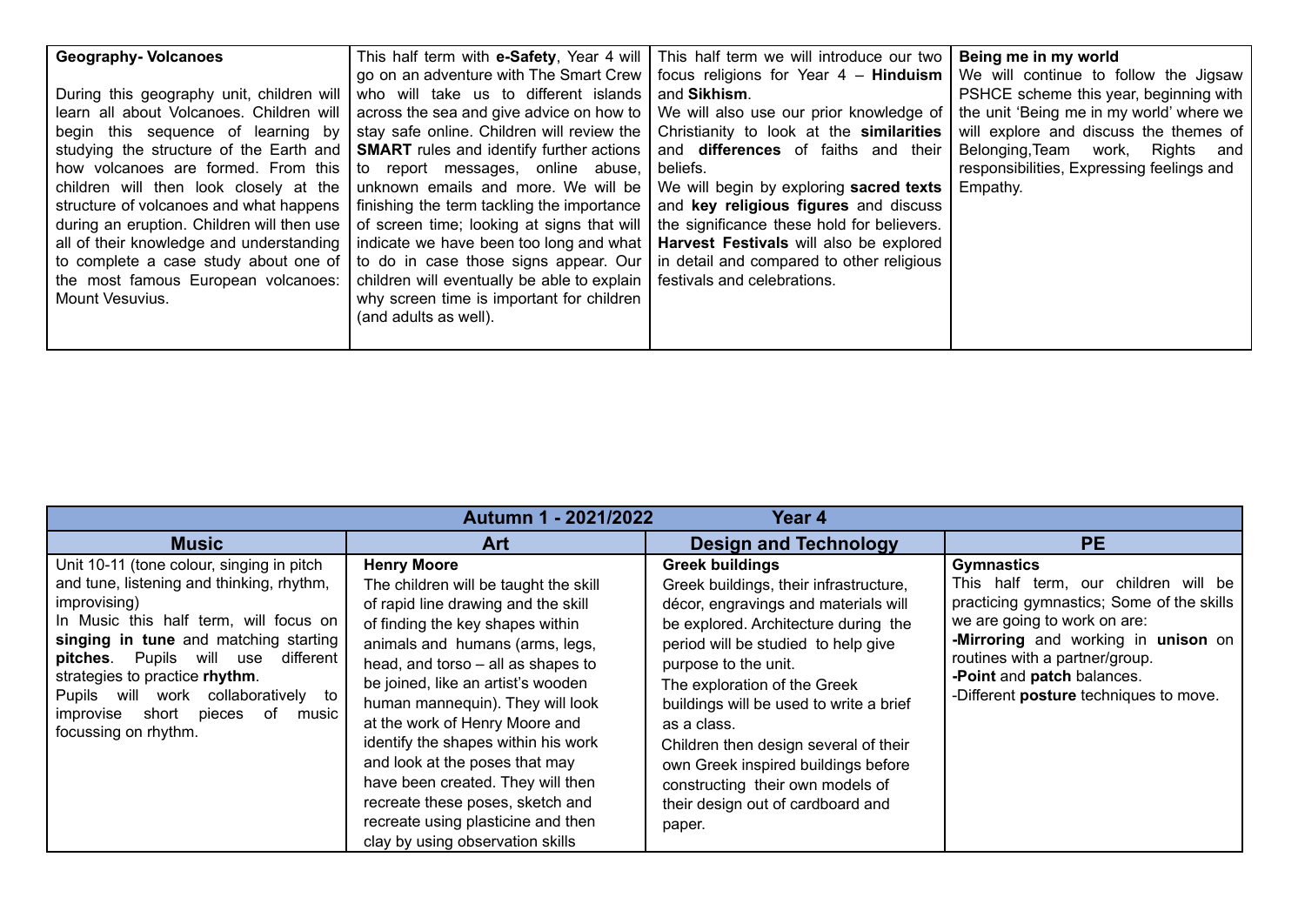| **Geography- Volcanoes**<br><br>During this geography unit, children will learn all about Volcanoes. Children will begin this sequence of learning by studying the structure of the Earth and how volcanoes are formed. From this children will then look closely at the structure of volcanoes and what happens during an eruption. Children will then use all of their knowledge and understanding to complete a case study about one of the most famous European volcanoes: Mount Vesuvius. | This half term with **e-Safety**, Year 4 will go on an adventure with The Smart Crew who will take us to different islands across the sea and give advice on how to stay safe online. Children will review the **SMART** rules and identify further actions to report messages, online abuse, unknown emails and more. We will be finishing the term tackling the importance of screen time; looking at signs that will indicate we have been too long and what to do in case those signs appear. Our children will eventually be able to explain why screen time is important for children (and adults as well). | This half term we will introduce our two focus religions for Year 4 – **Hinduism** and **Sikhism**.<br>We will also use our prior knowledge of Christianity to look at the **similarities** and **differences** of faiths and their beliefs.<br>We will begin by exploring **sacred texts** and **key religious figures** and discuss the significance these hold for believers. **Harvest Festivals** will also be explored in detail and compared to other religious festivals and celebrations. | **Being me in my world**<br>We will continue to follow the Jigsaw PSHCE scheme this year, beginning with the unit 'Being me in my world' where we will explore and discuss the themes of Belonging,Team work, Rights and responsibilities, Expressing feelings and Empathy. |
|---|---|---|---|

| **Autumn 1 - 2021/2022 Year 4** | | | |
|---|---|---|---|
| **Music** | **Art** | **Design and Technology** | **PE** |
| Unit 10-11 (tone colour, singing in pitch and tune, listening and thinking, rhythm, improvising)<br>In Music this half term, will focus on **singing in tune** and matching starting **pitches**. Pupils will use different strategies to practice **rhythm**.<br>Pupils will work collaboratively to improvise short pieces of music focussing on rhythm. | **Henry Moore**<br>The children will be taught the skill of rapid line drawing and the skill of finding the key shapes within animals and humans (arms, legs, head, and torso – all as shapes to be joined, like an artist's wooden human mannequin). They will look at the work of Henry Moore and identify the shapes within his work and look at the poses that may have been created. They will then recreate these poses, sketch and recreate using plasticine and then clay by using observation skills | **Greek buildings**<br>Greek buildings, their infrastructure, décor, engravings and materials will be explored. Architecture during the period will be studied to help give purpose to the unit.<br>The exploration of the Greek buildings will be used to write a brief as a class.<br>Children then design several of their own Greek inspired buildings before constructing their own models of their design out of cardboard and paper. | **Gymnastics**<br>This half term, our children will be practicing gymnastics; Some of the skills we are going to work on are:<br>**-Mirroring** and working in **unison** on routines with a partner/group.<br>**-Point** and **patch** balances.<br>-Different **posture** techniques to move. |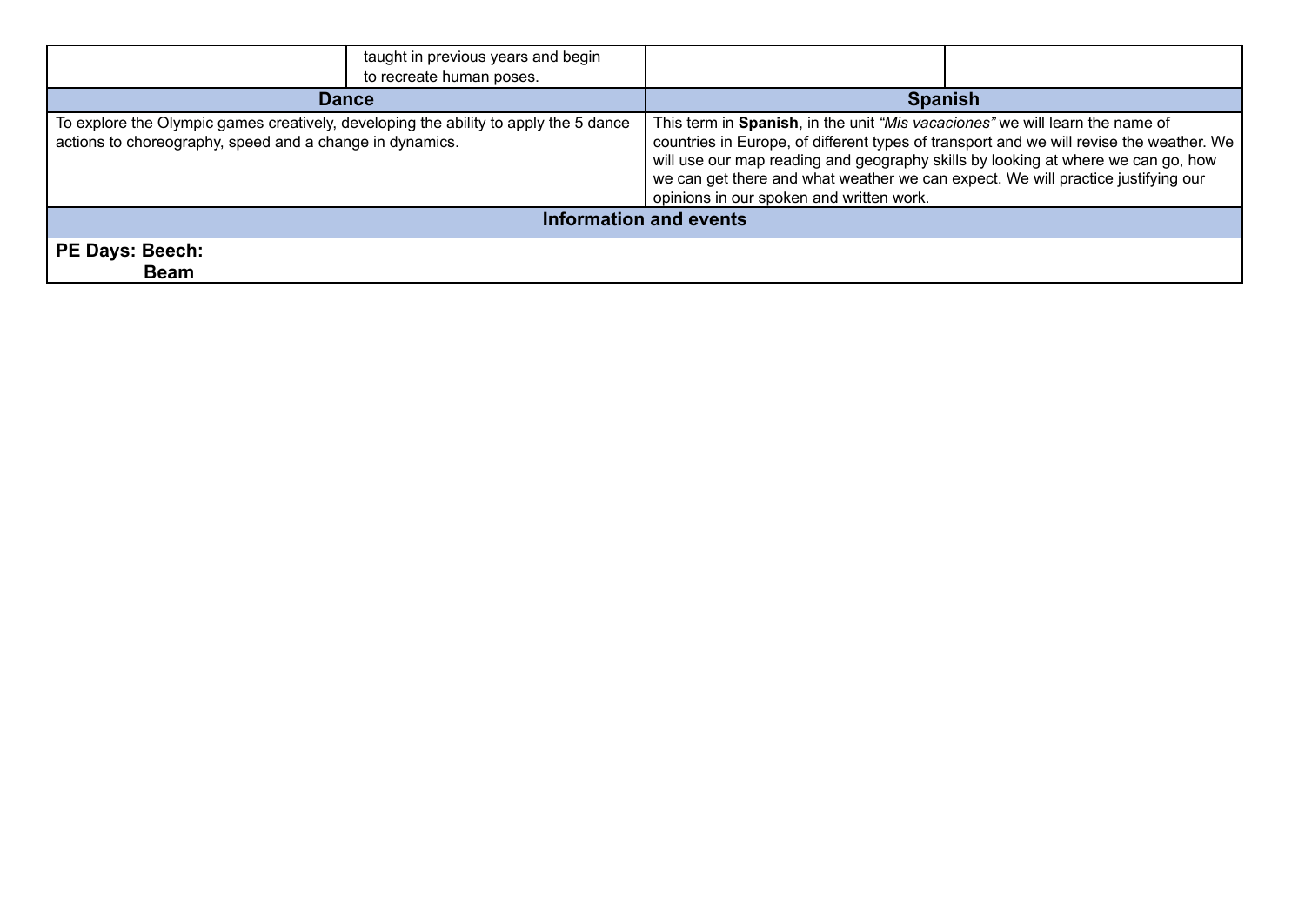| | | | |
|---|---|---|---|
| | taught in previous years and begin to recreate human poses. | | |

| **Dance** | **Spanish** |
|---|---|
| To explore the Olympic games creatively, developing the ability to apply the 5 dance actions to choreography, speed and a change in dynamics. | This term in **Spanish**, in the unit *"Mis vacaciones"* we will learn the name of countries in Europe, of different types of transport and we will revise the weather. We will use our map reading and geography skills by looking at where we can go, how we can get there and what weather we can expect. We will practice justifying our opinions in our spoken and written work. |

| **Information and events** |
|---|
| **PE Days: Beech:**<br>**Beam** |